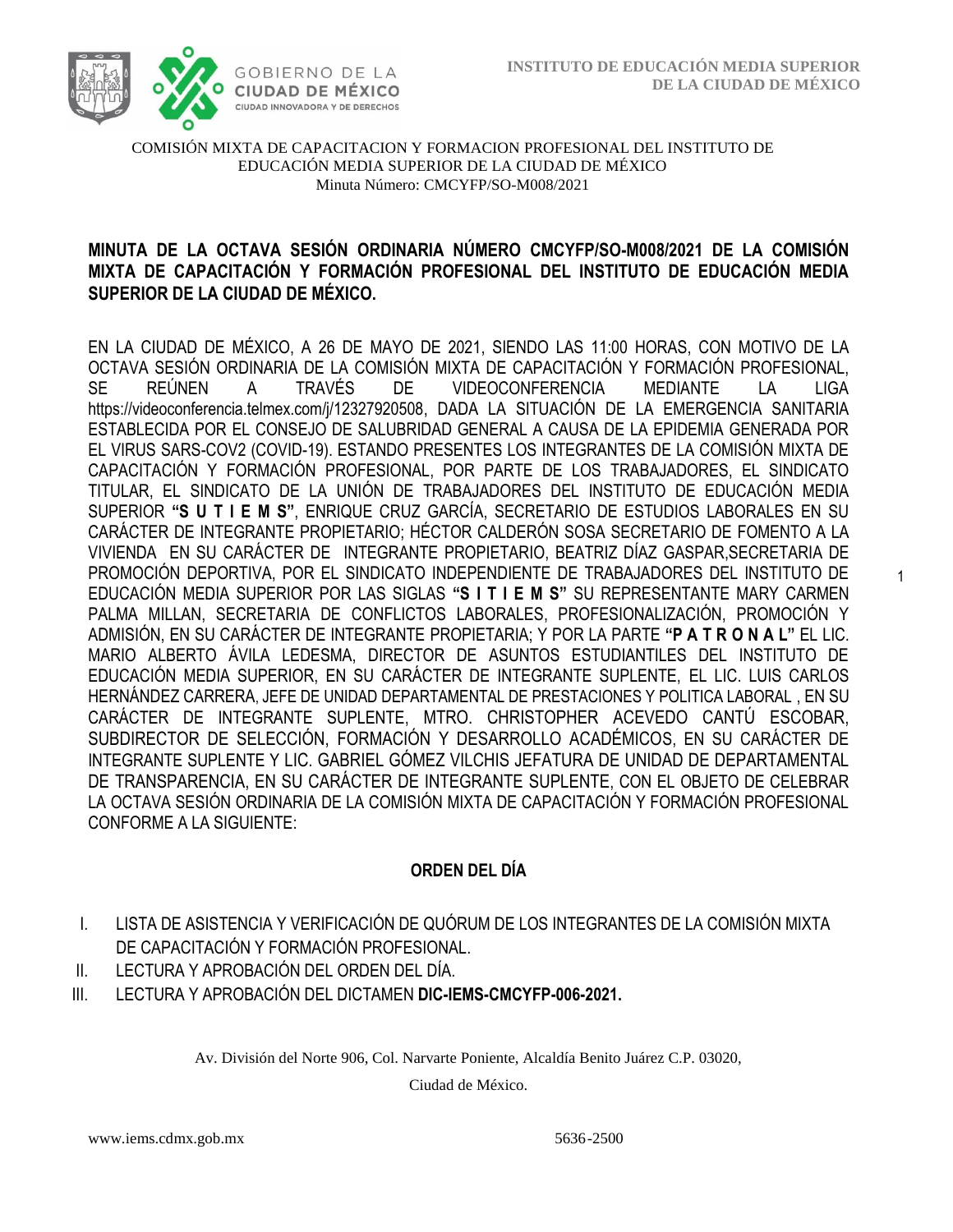INSTITUTO DE EDUCACIÓN MEDIA SUPERIOR DE LA CIUDAD DE MÉXICO

COMISIÓN MIXTA DE CAPACITACION Y FORMACION PROFESIONAL DEL INSTITUTO DE EDUCACIÓN MEDIA SUPERIOR DE LA CIUDAD DE MÉXICO
Minuta Número: CMCYFP/SO-M008/2021

**MINUTA DE LA OCTAVA SESIÓN ORDINARIA NÚMERO CMCYFP/SO-M008/2021 DE LA COMISIÓN MIXTA DE CAPACITACIÓN Y FORMACIÓN PROFESIONAL DEL INSTITUTO DE EDUCACIÓN MEDIA SUPERIOR DE LA CIUDAD DE MÉXICO.**

EN LA CIUDAD DE MÉXICO, A 26 DE MAYO DE 2021, SIENDO LAS 11:00 HORAS, CON MOTIVO DE LA OCTAVA SESIÓN ORDINARIA DE LA COMISIÓN MIXTA DE CAPACITACIÓN Y FORMACIÓN PROFESIONAL, SE REÚNEN A TRAVÉS DE VIDEOCONFERENCIA MEDIANTE LA LIGA https://videoconferencia.telmex.com/j/12327920508, DADA LA SITUACIÓN DE LA EMERGENCIA SANITARIA ESTABLECIDA POR EL CONSEJO DE SALUBRIDAD GENERAL A CAUSA DE LA EPIDEMIA GENERADA POR EL VIRUS SARS-COV2 (COVID-19). ESTANDO PRESENTES LOS INTEGRANTES DE LA COMISIÓN MIXTA DE CAPACITACIÓN Y FORMACIÓN PROFESIONAL, POR PARTE DE LOS TRABAJADORES, EL SINDICATO TITULAR, EL SINDICATO DE LA UNIÓN DE TRABAJADORES DEL INSTITUTO DE EDUCACIÓN MEDIA SUPERIOR **"S U T I E M S"**, ENRIQUE CRUZ GARCÍA, SECRETARIO DE ESTUDIOS LABORALES EN SU CARÁCTER DE INTEGRANTE PROPIETARIO; HÉCTOR CALDERÓN SOSA SECRETARIO DE FOMENTO A LA VIVIENDA EN SU CARÁCTER DE INTEGRANTE PROPIETARIO, BEATRIZ DÍAZ GASPAR,SECRETARIA DE PROMOCIÓN DEPORTIVA, POR EL SINDICATO INDEPENDIENTE DE TRABAJADORES DEL INSTITUTO DE EDUCACIÓN MEDIA SUPERIOR POR LAS SIGLAS **"S I T I E M S"** SU REPRESENTANTE MARY CARMEN PALMA MILLAN, SECRETARIA DE CONFLICTOS LABORALES, PROFESIONALIZACIÓN, PROMOCIÓN Y ADMISIÓN, EN SU CARÁCTER DE INTEGRANTE PROPIETARIA; Y POR LA PARTE **"P A T R O N A L"** EL LIC. MARIO ALBERTO ÁVILA LEDESMA, DIRECTOR DE ASUNTOS ESTUDIANTILES DEL INSTITUTO DE EDUCACIÓN MEDIA SUPERIOR, EN SU CARÁCTER DE INTEGRANTE SUPLENTE, EL LIC. LUIS CARLOS HERNÁNDEZ CARRERA, JEFE DE UNIDAD DEPARTAMENTAL DE PRESTACIONES Y POLITICA LABORAL , EN SU CARÁCTER DE INTEGRANTE SUPLENTE, MTRO. CHRISTOPHER ACEVEDO CANTÚ ESCOBAR, SUBDIRECTOR DE SELECCIÓN, FORMACIÓN Y DESARROLLO ACADÉMICOS, EN SU CARÁCTER DE INTEGRANTE SUPLENTE Y LIC. GABRIEL GÓMEZ VILCHIS JEFATURA DE UNIDAD DE DEPARTAMENTAL DE TRANSPARENCIA, EN SU CARÁCTER DE INTEGRANTE SUPLENTE, CON EL OBJETO DE CELEBRAR LA OCTAVA SESIÓN ORDINARIA DE LA COMISIÓN MIXTA DE CAPACITACIÓN Y FORMACIÓN PROFESIONAL CONFORME A LA SIGUIENTE:

## ORDEN DEL DÍA

I. LISTA DE ASISTENCIA Y VERIFICACIÓN DE QUÓRUM DE LOS INTEGRANTES DE LA COMISIÓN MIXTA DE CAPACITACIÓN Y FORMACIÓN PROFESIONAL.
II. LECTURA Y APROBACIÓN DEL ORDEN DEL DÍA.
III. LECTURA Y APROBACIÓN DEL DICTAMEN **DIC-IEMS-CMCYFP-006-2021.**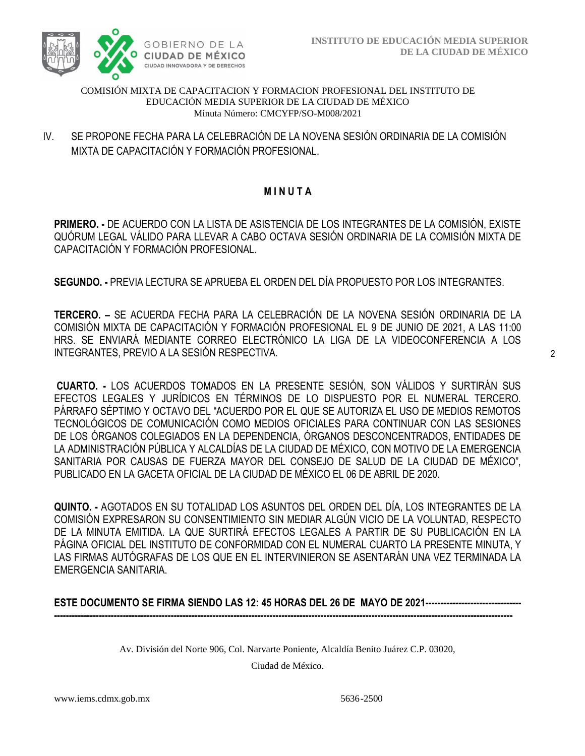COMISIÓN MIXTA DE CAPACITACION Y FORMACION PROFESIONAL DEL INSTITUTO DE EDUCACIÓN MEDIA SUPERIOR DE LA CIUDAD DE MÉXICO
Minuta Número: CMCYFP/SO-M008/2021

IV. SE PROPONE FECHA PARA LA CELEBRACIÓN DE LA NOVENA SESIÓN ORDINARIA DE LA COMISIÓN MIXTA DE CAPACITACIÓN Y FORMACIÓN PROFESIONAL.

## M I N U T A

**PRIMERO. -** DE ACUERDO CON LA LISTA DE ASISTENCIA DE LOS INTEGRANTES DE LA COMISIÓN, EXISTE QUÓRUM LEGAL VÁLIDO PARA LLEVAR A CABO OCTAVA SESIÓN ORDINARIA DE LA COMISIÓN MIXTA DE CAPACITACIÓN Y FORMACIÓN PROFESIONAL.

**SEGUNDO. -** PREVIA LECTURA SE APRUEBA EL ORDEN DEL DÍA PROPUESTO POR LOS INTEGRANTES.

**TERCERO. –** SE ACUERDA FECHA PARA LA CELEBRACIÓN DE LA NOVENA SESIÓN ORDINARIA DE LA COMISIÓN MIXTA DE CAPACITACIÓN Y FORMACIÓN PROFESIONAL EL 9 DE JUNIO DE 2021, A LAS 11:00 HRS. SE ENVIARÁ MEDIANTE CORREO ELECTRÓNICO LA LIGA DE LA VIDEOCONFERENCIA A LOS INTEGRANTES, PREVIO A LA SESIÓN RESPECTIVA.

**CUARTO. -** LOS ACUERDOS TOMADOS EN LA PRESENTE SESIÓN, SON VÁLIDOS Y SURTIRÁN SUS EFECTOS LEGALES Y JURÍDICOS EN TÉRMINOS DE LO DISPUESTO POR EL NUMERAL TERCERO. PÁRRAFO SÉPTIMO Y OCTAVO DEL "ACUERDO POR EL QUE SE AUTORIZA EL USO DE MEDIOS REMOTOS TECNOLÓGICOS DE COMUNICACIÓN COMO MEDIOS OFICIALES PARA CONTINUAR CON LAS SESIONES DE LOS ÓRGANOS COLEGIADOS EN LA DEPENDENCIA, ÓRGANOS DESCONCENTRADOS, ENTIDADES DE LA ADMINISTRACIÓN PÚBLICA Y ALCALDÍAS DE LA CIUDAD DE MÉXICO, CON MOTIVO DE LA EMERGENCIA SANITARIA POR CAUSAS DE FUERZA MAYOR DEL CONSEJO DE SALUD DE LA CIUDAD DE MÉXICO", PUBLICADO EN LA GACETA OFICIAL DE LA CIUDAD DE MÉXICO EL 06 DE ABRIL DE 2020.

**QUINTO. -** AGOTADOS EN SU TOTALIDAD LOS ASUNTOS DEL ORDEN DEL DÍA, LOS INTEGRANTES DE LA COMISIÓN EXPRESARON SU CONSENTIMIENTO SIN MEDIAR ALGÚN VICIO DE LA VOLUNTAD, RESPECTO DE LA MINUTA EMITIDA. LA QUE SURTIRÁ EFECTOS LEGALES A PARTIR DE SU PUBLICACIÓN EN LA PÁGINA OFICIAL DEL INSTITUTO DE CONFORMIDAD CON EL NUMERAL CUARTO LA PRESENTE MINUTA, Y LAS FIRMAS AUTÓGRAFAS DE LOS QUE EN EL INTERVINIERON SE ASENTARÁN UNA VEZ TERMINADA LA EMERGENCIA SANITARIA.

**ESTE DOCUMENTO SE FIRMA SIENDO LAS 12: 45 HORAS DEL 26 DE MAYO DE 2021-----------------------------------------------------------------------------------------------------------------------------------------------------------------------------------------------**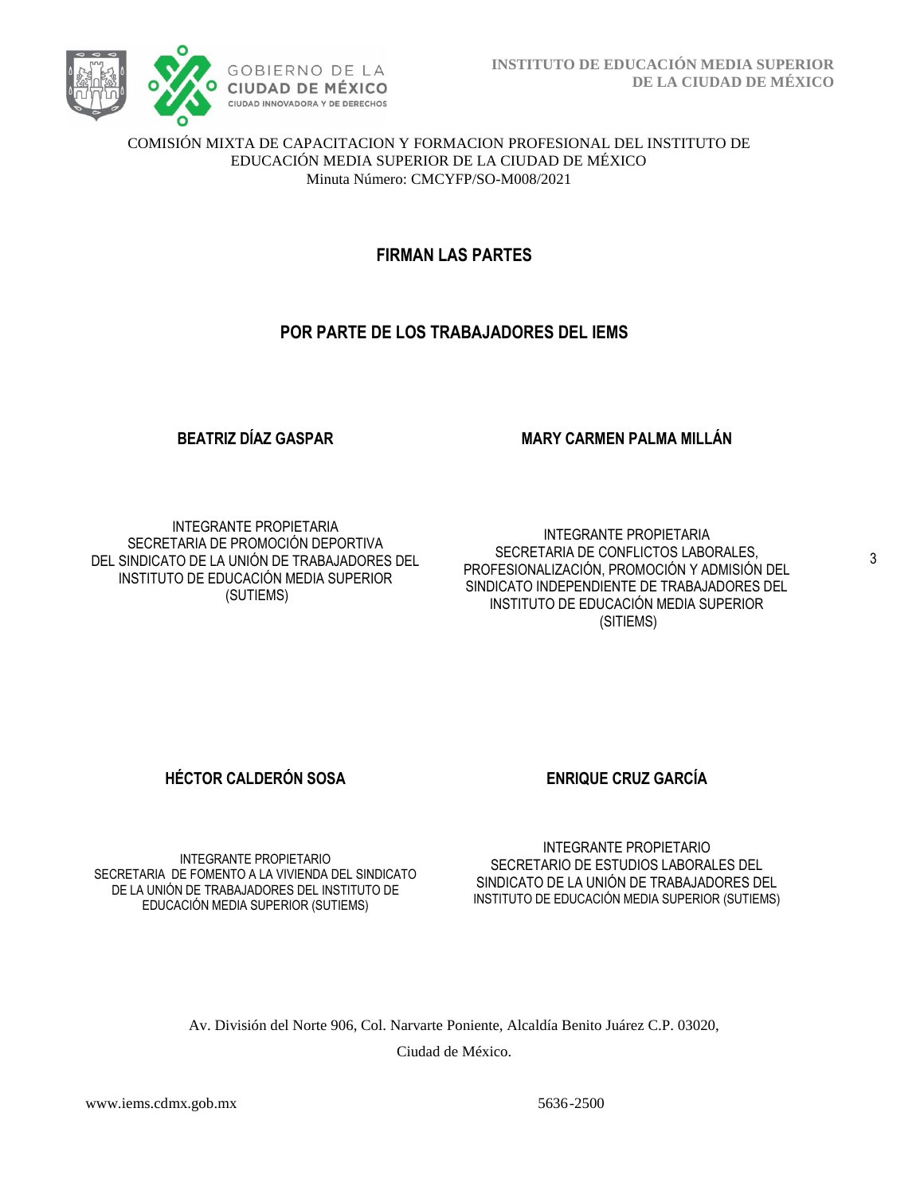COMISIÓN MIXTA DE CAPACITACION Y FORMACION PROFESIONAL DEL INSTITUTO DE EDUCACIÓN MEDIA SUPERIOR DE LA CIUDAD DE MÉXICO
Minuta Número: CMCYFP/SO-M008/2021

## FIRMAN LAS PARTES

## POR PARTE DE LOS TRABAJADORES DEL IEMS

**BEATRIZ DÍAZ GASPAR**

INTEGRANTE PROPIETARIA
SECRETARIA DE PROMOCIÓN DEPORTIVA
DEL SINDICATO DE LA UNIÓN DE TRABAJADORES DEL INSTITUTO DE EDUCACIÓN MEDIA SUPERIOR
(SUTIEMS)

**MARY CARMEN PALMA MILLÁN**

INTEGRANTE PROPIETARIA
SECRETARIA DE CONFLICTOS LABORALES, PROFESIONALIZACIÓN, PROMOCIÓN Y ADMISIÓN DEL SINDICATO INDEPENDIENTE DE TRABAJADORES DEL INSTITUTO DE EDUCACIÓN MEDIA SUPERIOR
(SITIEMS)

**HÉCTOR CALDERÓN SOSA**

INTEGRANTE PROPIETARIO
SECRETARIA DE FOMENTO A LA VIVIENDA DEL SINDICATO DE LA UNIÓN DE TRABAJADORES DEL INSTITUTO DE EDUCACIÓN MEDIA SUPERIOR (SUTIEMS)

**ENRIQUE CRUZ GARCÍA**

INTEGRANTE PROPIETARIO
SECRETARIO DE ESTUDIOS LABORALES DEL SINDICATO DE LA UNIÓN DE TRABAJADORES DEL INSTITUTO DE EDUCACIÓN MEDIA SUPERIOR (SUTIEMS)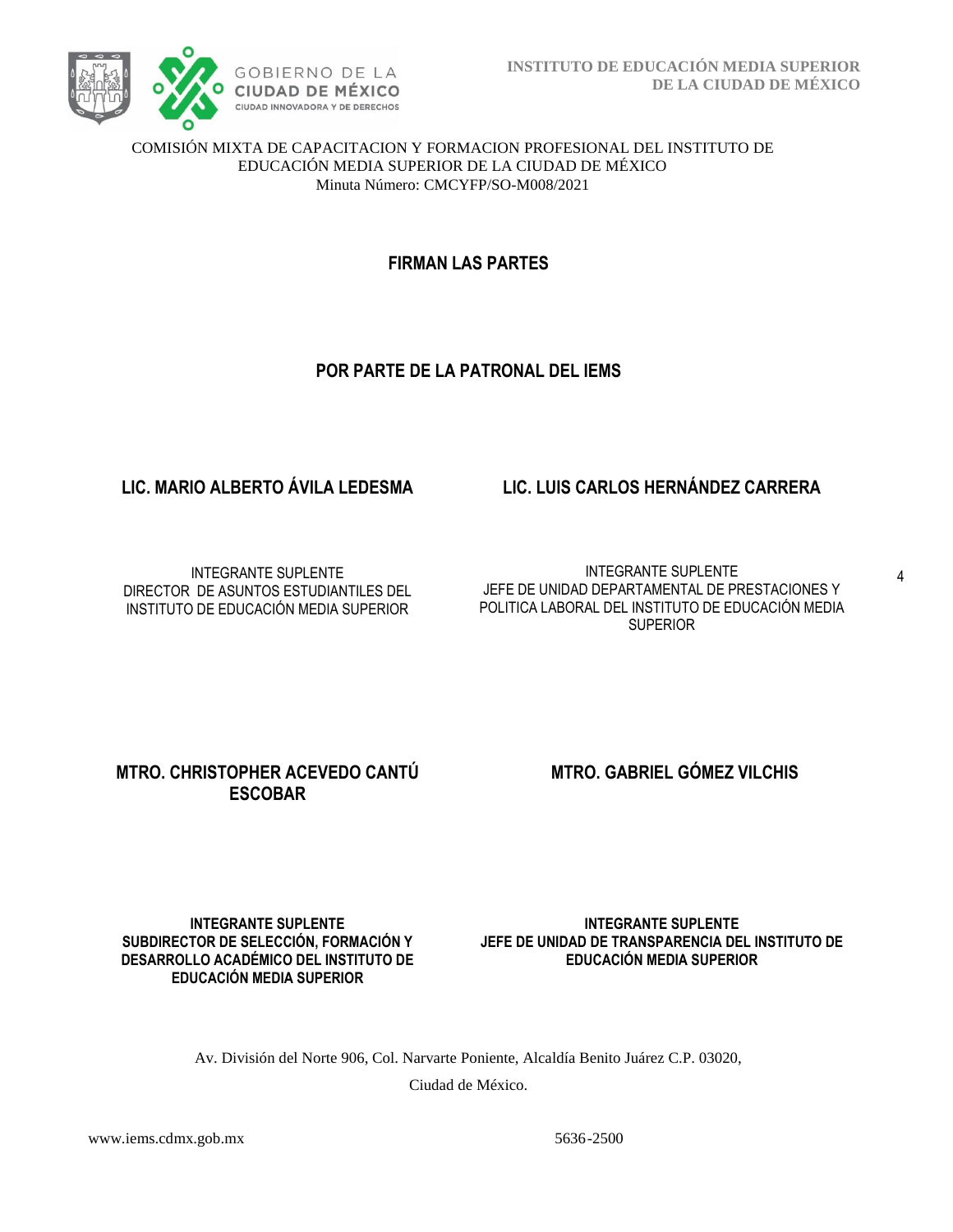COMISIÓN MIXTA DE CAPACITACION Y FORMACION PROFESIONAL DEL INSTITUTO DE EDUCACIÓN MEDIA SUPERIOR DE LA CIUDAD DE MÉXICO
Minuta Número: CMCYFP/SO-M008/2021

**FIRMAN LAS PARTES**

**POR PARTE DE LA PATRONAL DEL IEMS**

**LIC. MARIO ALBERTO ÁVILA LEDESMA**

INTEGRANTE SUPLENTE
DIRECTOR DE ASUNTOS ESTUDIANTILES DEL INSTITUTO DE EDUCACIÓN MEDIA SUPERIOR

**LIC. LUIS CARLOS HERNÁNDEZ CARRERA**

INTEGRANTE SUPLENTE
JEFE DE UNIDAD DEPARTAMENTAL DE PRESTACIONES Y POLITICA LABORAL DEL INSTITUTO DE EDUCACIÓN MEDIA SUPERIOR

**MTRO. CHRISTOPHER ACEVEDO CANTÚ ESCOBAR**

**INTEGRANTE SUPLENTE**
**SUBDIRECTOR DE SELECCIÓN, FORMACIÓN Y DESARROLLO ACADÉMICO DEL INSTITUTO DE EDUCACIÓN MEDIA SUPERIOR**

**MTRO. GABRIEL GÓMEZ VILCHIS**

**INTEGRANTE SUPLENTE**
**JEFE DE UNIDAD DE TRANSPARENCIA DEL INSTITUTO DE EDUCACIÓN MEDIA SUPERIOR**